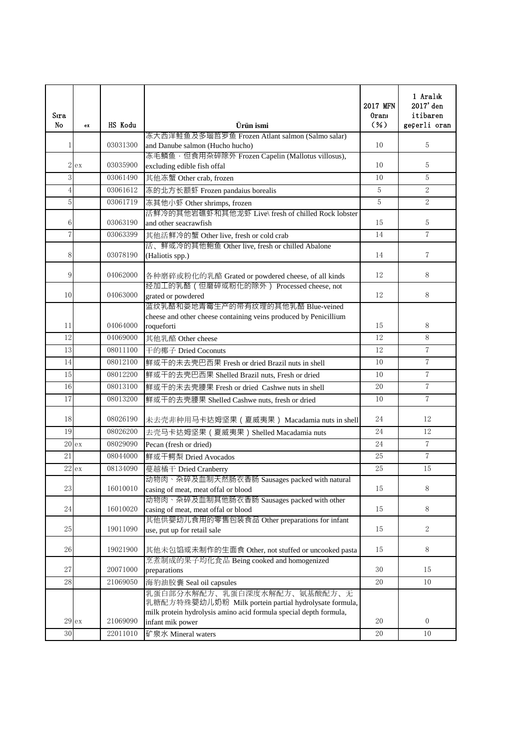| Sıra No | ex | HS Kodu | Ürün ismi | 2017 MFN Oranı (%) | 1 Aralık 2017'den itibaren geçerli oran |
|---|---|---|---|---|---|
| 1 | | 03031300 | 冻大西洋鲑鱼及多瑙哲罗鱼 Frozen Atlant salmon (Salmo salar) and Danube salmon (Hucho hucho) | 10 | 5 |
| 2 | ex | 03035900 | 冻毛鳞鱼，但食用杂碎除外 Frozen Capelin (Mallotus villosus), excluding edible fish offal | 10 | 5 |
| 3 | | 03061490 | 其他冻蟹 Other crab, frozen | 10 | 5 |
| 4 | | 03061612 | 冻的北方长额虾 Frozen pandaius borealis | 5 | 2 |
| 5 | | 03061719 | 冻其他小虾 Other shrimps, frozen | 5 | 2 |
| 6 | | 03063190 | 活鲜冷的其他岩礁虾和其他龙虾 Live\ fresh of chilled Rock lobster and other seacrawfish | 15 | 5 |
| 7 | | 03063399 | 其他活鲜冷的蟹 Other live, fresh or cold crab | 14 | 7 |
| 8 | | 03078190 | 活、鲜或冷的其他鲍鱼 Other live, fresh or chilled Abalone (Haliotis spp.) | 14 | 7 |
| 9 | | 04062000 | 各种磨碎或粉化的乳酪 Grated or powdered cheese, of all kinds | 12 | 8 |
| 10 | | 04063000 | 经加工的乳酪（但磨碎或粉化的除外） Processed cheese, not grated or powdered | 12 | 8 |
| 11 | | 04064000 | 蓝纹乳酪和娄地青霉生产的带有纹理的其他乳酪 Blue-veined cheese and other cheese containing veins produced by Penicillium roqueforti | 15 | 8 |
| 12 | | 04069000 | 其他乳酪 Other cheese | 12 | 8 |
| 13 | | 08011100 | 干的椰子 Dried Coconuts | 12 | 7 |
| 14 | | 08012100 | 鲜或干的未去壳巴西果 Fresh or dried Brazil nuts in shell | 10 | 7 |
| 15 | | 08012200 | 鲜或干的去壳巴西果 Shelled Brazil nuts, Fresh or dried | 10 | 7 |
| 16 | | 08013100 | 鲜或干的未去壳腰果 Fresh or dried Cashwe nuts in shell | 20 | 7 |
| 17 | | 08013200 | 鲜或干的去壳腰果 Shelled Cashwe nuts, fresh or dried | 10 | 7 |
| 18 | | 08026190 | 未去壳非种用马卡达姆坚果（夏威夷果） Macadamia nuts in shell | 24 | 12 |
| 19 | | 08026200 | 去壳马卡达姆坚果（夏威夷果）Shelled Macadamia nuts | 24 | 12 |
| 20 | ex | 08029090 | Pecan (fresh or dried) | 24 | 7 |
| 21 | | 08044000 | 鲜或干鳄梨 Dried Avocados | 25 | 7 |
| 22 | ex | 08134090 | 蔓越橘干 Dried Cranberry | 25 | 15 |
| 23 | | 16010010 | 动物肉、杂碎及血制天然肠衣香肠 Sausages packed with natural casing of meat, meat offal or blood | 15 | 8 |
| 24 | | 16010020 | 动物肉、杂碎及血制其他肠衣香肠 Sausages packed with other casing of meat, meat offal or blood | 15 | 8 |
| 25 | | 19011090 | 其他供婴幼儿食用的零售包装食品 Other preparations for infant use, put up for retail sale | 15 | 2 |
| 26 | | 19021900 | 其他未包馅或未制作的生面食 Other, not stuffed or uncooked pasta | 15 | 8 |
| 27 | | 20071000 | 烹煮制成的果子均化食品 Being cooked and homogenized preparations | 30 | 15 |
| 28 | | 21069050 | 海豹油胶囊 Seal oil capsules | 20 | 10 |
| 29 | ex | 21069090 | 乳蛋白部分水解配方、乳蛋白深度水解配方、氨基酸配方、无乳糖配方特殊婴幼儿奶粉 Milk portein partial hydrolysate formula, milk protein hydrolysis amino acid formula special depth formula, infant mik power | 20 | 0 |
| 30 | | 22011010 | 矿泉水 Mineral waters | 20 | 10 |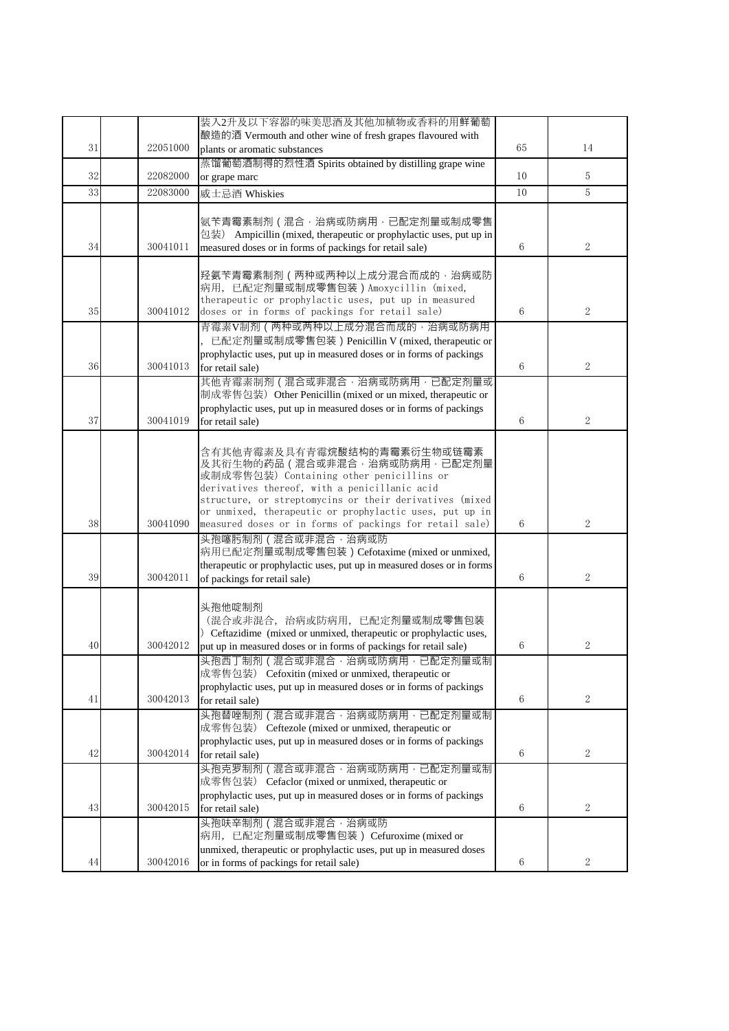| | | | | | |
|---|---|---|---|---|---|
| 31 | | 22051000 | 装入2升及以下容器的味美思酒及其他加植物或香料的用鲜葡萄酿造的酒 Vermouth and other wine of fresh grapes flavoured with plants or aromatic substances | 65 | 14 |
| 32 | | 22082000 | 蒸馏葡萄酒制得的烈性酒 Spirits obtained by distilling grape wine or grape marc | 10 | 5 |
| 33 | | 22083000 | 威士忌酒 Whiskies | 10 | 5 |
| 34 | | 30041011 | 氨苄青霉素制剂（混合，治病或防病用，已配定剂量或制成零售包装） Ampicillin (mixed, therapeutic or prophylactic uses, put up in measured doses or in forms of packings for retail sale) | 6 | 2 |
| 35 | | 30041012 | 羟氨苄青霉素制剂（两种或两种以上成分混合而成的，治病或防病用，已配定剂量或制成零售包装）Amoxycillin (mixed, therapeutic or prophylactic uses, put up in measured doses or in forms of packings for retail sale) | 6 | 2 |
| 36 | | 30041013 | 青霉素V制剂（两种或两种以上成分混合而成的，治病或防病用，已配定剂量或制成零售包装）Penicillin V (mixed, therapeutic or prophylactic uses, put up in measured doses or in forms of packings for retail sale) | 6 | 2 |
| 37 | | 30041019 | 其他青霉素制剂（混合或非混合，治病或防病用，已配定剂量或制成零售包装） Other Penicillin (mixed or un mixed, therapeutic or prophylactic uses, put up in measured doses or in forms of packings for retail sale) | 6 | 2 |
| 38 | | 30041090 | 含有其他青霉素及具有青霉烷酸结构的青霉素衍生物或链霉素及其衍生物的药品（混合或非混合，治病或防病用，已配定剂量或制成零售包装） Containing other penicillins or derivatives thereof, with a penicillanic acid structure, or streptomycins or their derivatives (mixed or unmixed, therapeutic or prophylactic uses, put up in measured doses or in forms of packings for retail sale) | 6 | 2 |
| 39 | | 30042011 | 头孢噻肟制剂（混合或非混合，治病或防病用已配定剂量或制成零售包装）Cefotaxime (mixed or unmixed, therapeutic or prophylactic uses, put up in measured doses or in forms of packings for retail sale) | 6 | 2 |
| 40 | | 30042012 | 头孢他啶制剂（混合或非混合，治病或防病用，已配定剂量或制成零售包装） Ceftazidime (mixed or unmixed, therapeutic or prophylactic uses, put up in measured doses or in forms of packings for retail sale) | 6 | 2 |
| 41 | | 30042013 | 头孢西丁制剂（混合或非混合，治病或防病用，已配定剂量或制成零售包装） Cefoxitin (mixed or unmixed, therapeutic or prophylactic uses, put up in measured doses or in forms of packings for retail sale) | 6 | 2 |
| 42 | | 30042014 | 头孢替唑制剂（混合或非混合，治病或防病用，已配定剂量或制成零售包装） Ceftezole (mixed or unmixed, therapeutic or prophylactic uses, put up in measured doses or in forms of packings for retail sale) | 6 | 2 |
| 43 | | 30042015 | 头孢克罗制剂（混合或非混合，治病或防病用，已配定剂量或制成零售包装） Cefaclor (mixed or unmixed, therapeutic or prophylactic uses, put up in measured doses or in forms of packings for retail sale) | 6 | 2 |
| 44 | | 30042016 | 头孢呋辛制剂（混合或非混合，治病或防病用，已配定剂量或制成零售包装） Cefuroxime (mixed or unmixed, therapeutic or prophylactic uses, put up in measured doses or in forms of packings for retail sale) | 6 | 2 |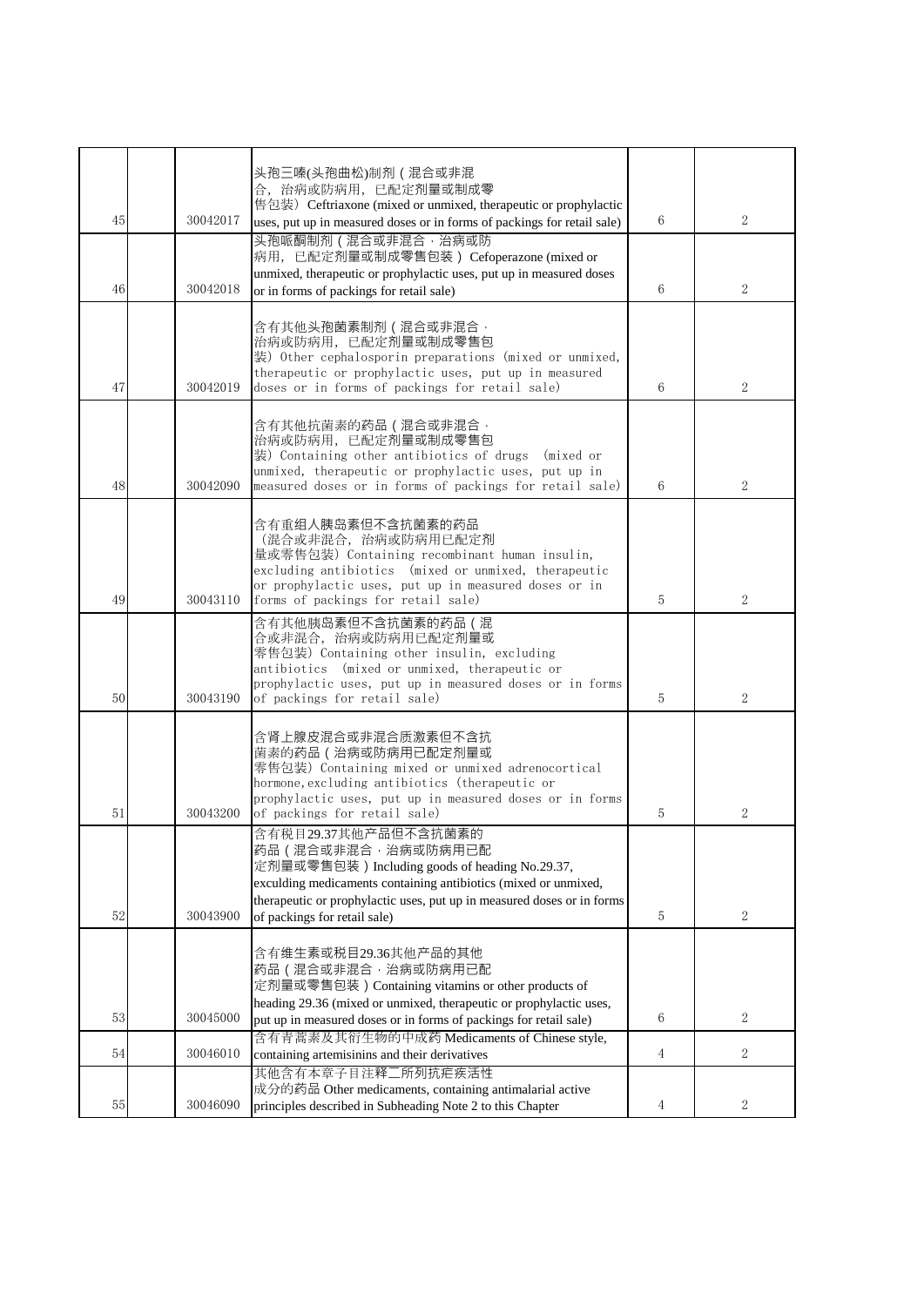| | | | | | |
|---|---|---|---|---|---|
| 45 | | 30042017 | 头孢三嗪(头孢曲松)制剂（混合或非混合，治病或防病用，已配定剂量或制成零售包装） Ceftriaxone (mixed or unmixed, therapeutic or prophylactic uses, put up in measured doses or in forms of packings for retail sale) | 6 | 2 |
| 46 | | 30042018 | 头孢哌酮制剂（混合或非混合，治病或防病用，已配定剂量或制成零售包装） Cefoperazone (mixed or unmixed, therapeutic or prophylactic uses, put up in measured doses or in forms of packings for retail sale) | 6 | 2 |
| 47 | | 30042019 | 含有其他头孢菌素制剂（混合或非混合，治病或防病用，已配定剂量或制成零售包装） Other cephalosporin preparations (mixed or unmixed, therapeutic or prophylactic uses, put up in measured doses or in forms of packings for retail sale) | 6 | 2 |
| 48 | | 30042090 | 含有其他抗菌素的药品（混合或非混合，治病或防病用，已配定剂量或制成零售包装） Containing other antibiotics of drugs (mixed or unmixed, therapeutic or prophylactic uses, put up in measured doses or in forms of packings for retail sale) | 6 | 2 |
| 49 | | 30043110 | 含有重组人胰岛素但不含抗菌素的药品（混合或非混合，治病或防病用已配定剂量或零售包装） Containing recombinant human insulin, excluding antibiotics (mixed or unmixed, therapeutic or prophylactic uses, put up in measured doses or in forms of packings for retail sale) | 5 | 2 |
| 50 | | 30043190 | 含有其他胰岛素但不含抗菌素的药品（混合或非混合，治病或防病用已配定剂量或零售包装） Containing other insulin, excluding antibiotics (mixed or unmixed, therapeutic or prophylactic uses, put up in measured doses or in forms of packings for retail sale) | 5 | 2 |
| 51 | | 30043200 | 含肾上腺皮混合或非混合质激素但不含抗菌素的药品（治病或防病用已配定剂量或零售包装） Containing mixed or unmixed adrenocortical hormone,excluding antibiotics (therapeutic or prophylactic uses, put up in measured doses or in forms of packings for retail sale) | 5 | 2 |
| 52 | | 30043900 | 含有税目29.37其他产品但不含抗菌素的药品（混合或非混合，治病或防病用已配定剂量或零售包装）Including goods of heading No.29.37, exculding medicaments containing antibiotics (mixed or unmixed, therapeutic or prophylactic uses, put up in measured doses or in forms of packings for retail sale) | 5 | 2 |
| 53 | | 30045000 | 含有维生素或税目29.36其他产品的其他药品（混合或非混合，治病或防病用已配定剂量或零售包装）Containing vitamins or other products of heading 29.36 (mixed or unmixed, therapeutic or prophylactic uses, put up in measured doses or in forms of packings for retail sale) | 6 | 2 |
| 54 | | 30046010 | 含有青蒿素及其衍生物的中成药 Medicaments of Chinese style, containing artemisinins and their derivatives | 4 | 2 |
| 55 | | 30046090 | 其他含有本章子目注释二所列抗疟疾活性成分的药品 Other medicaments, containing antimalarial active principles described in Subheading Note 2 to this Chapter | 4 | 2 |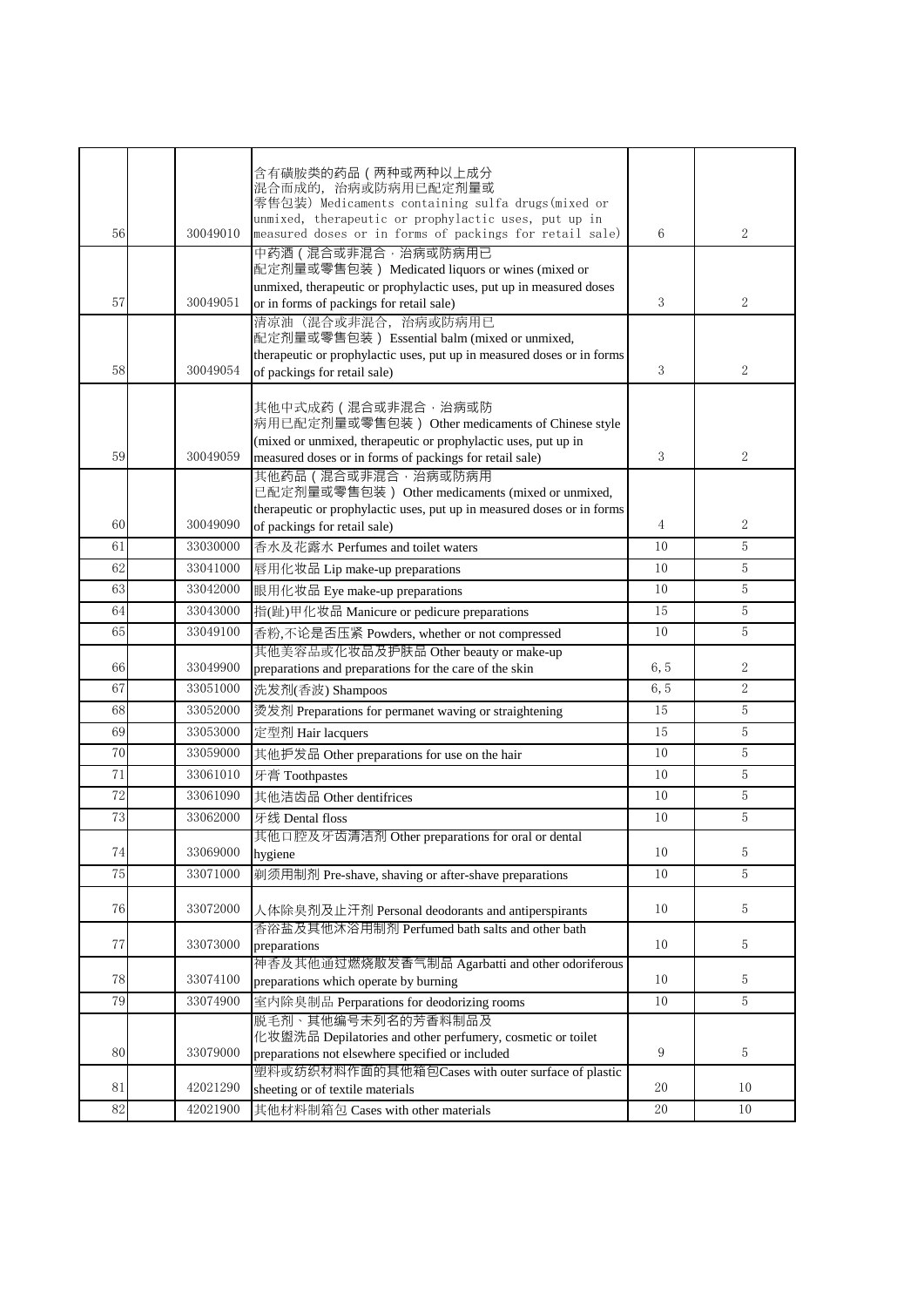| | | | | | |
|---|---|---|---|---|---|
| 56 | | 30049010 | 含有磺胺类的药品（两种或两种以上成分混合而成的，治病或防病用已配定剂量或零售包装）Medicaments containing sulfa drugs(mixed or unmixed, therapeutic or prophylactic uses, put up in measured doses or in forms of packings for retail sale) | 6 | 2 |
| 57 | | 30049051 | 中药酒（混合或非混合，治病或防病用已配定剂量或零售包装）Medicated liquors or wines (mixed or unmixed, therapeutic or prophylactic uses, put up in measured doses or in forms of packings for retail sale) | 3 | 2 |
| 58 | | 30049054 | 清凉油（混合或非混合，治病或防病用已配定剂量或零售包装）Essential balm (mixed or unmixed, therapeutic or prophylactic uses, put up in measured doses or in forms of packings for retail sale) | 3 | 2 |
| 59 | | 30049059 | 其他中式成药（混合或非混合，治病或防病用已配定剂量或零售包装）Other medicaments of Chinese style (mixed or unmixed, therapeutic or prophylactic uses, put up in measured doses or in forms of packings for retail sale) | 3 | 2 |
| 60 | | 30049090 | 其他药品（混合或非混合，治病或防病用已配定剂量或零售包装）Other medicaments (mixed or unmixed, therapeutic or prophylactic uses, put up in measured doses or in forms of packings for retail sale) | 4 | 2 |
| 61 | | 33030000 | 香水及花露水 Perfumes and toilet waters | 10 | 5 |
| 62 | | 33041000 | 唇用化妆品 Lip make-up preparations | 10 | 5 |
| 63 | | 33042000 | 眼用化妆品 Eye make-up preparations | 10 | 5 |
| 64 | | 33043000 | 指(趾)甲化妆品 Manicure or pedicure preparations | 15 | 5 |
| 65 | | 33049100 | 香粉,不论是否压紧 Powders, whether or not compressed | 10 | 5 |
| 66 | | 33049900 | 其他美容品或化妆品及护肤品 Other beauty or make-up preparations and preparations for the care of the skin | 6,5 | 2 |
| 67 | | 33051000 | 洗发剂(香波) Shampoos | 6,5 | 2 |
| 68 | | 33052000 | 烫发剂 Preparations for permanet waving or straightening | 15 | 5 |
| 69 | | 33053000 | 定型剂 Hair lacquers | 15 | 5 |
| 70 | | 33059000 | 其他护发品 Other preparations for use on the hair | 10 | 5 |
| 71 | | 33061010 | 牙膏 Toothpastes | 10 | 5 |
| 72 | | 33061090 | 其他洁齿品 Other dentifrices | 10 | 5 |
| 73 | | 33062000 | 牙线 Dental floss | 10 | 5 |
| 74 | | 33069000 | 其他口腔及牙齿清洁剂 Other preparations for oral or dental hygiene | 10 | 5 |
| 75 | | 33071000 | 剃须用制剂 Pre-shave, shaving or after-shave preparations | 10 | 5 |
| 76 | | 33072000 | 人体除臭剂及止汗剂 Personal deodorants and antiperspirants | 10 | 5 |
| 77 | | 33073000 | 香浴盐及其他沐浴用制剂 Perfumed bath salts and other bath preparations | 10 | 5 |
| 78 | | 33074100 | 神香及其他通过燃烧散发香气制品 Agarbatti and other odoriferous preparations which operate by burning | 10 | 5 |
| 79 | | 33074900 | 室内除臭制品 Perparations for deodorizing rooms | 10 | 5 |
| 80 | | 33079000 | 脱毛剂、其他编号未列名的芳香料制品及化妆盥洗品 Depilatories and other perfumery, cosmetic or toilet preparations not elsewhere specified or included | 9 | 5 |
| 81 | | 42021290 | 塑料或纺织材料作面的其他箱包Cases with outer surface of plastic sheeting or of textile materials | 20 | 10 |
| 82 | | 42021900 | 其他材料制箱包 Cases with other materials | 20 | 10 |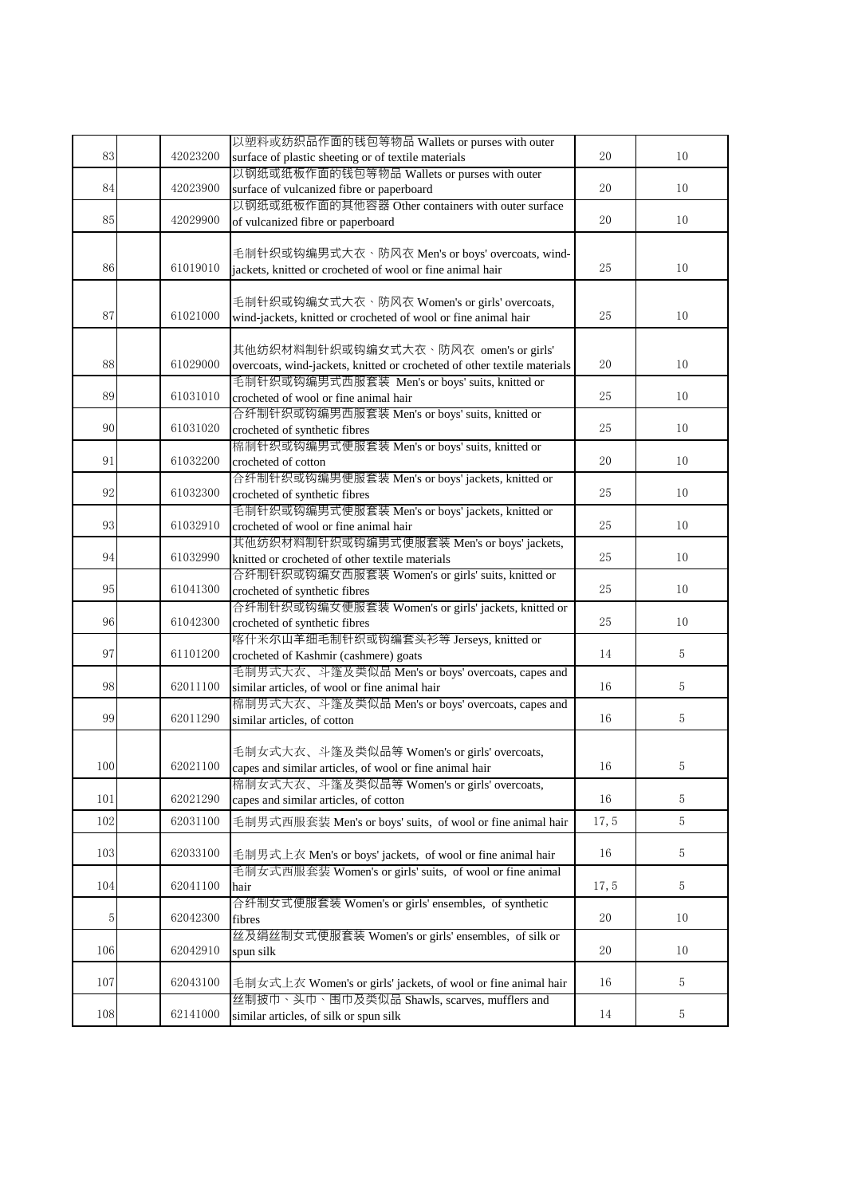| 83 | | 42023200 | 以塑料或纺织品作面的钱包等物品 Wallets or purses with outer surface of plastic sheeting or of textile materials | 20 | 10 |
|---|---|---|---|---|---|
| 84 | | 42023900 | 以钢纸或纸板作面的钱包等物品 Wallets or purses with outer surface of vulcanized fibre or paperboard | 20 | 10 |
| 85 | | 42029900 | 以钢纸或纸板作面的其他容器 Other containers with outer surface of vulcanized fibre or paperboard | 20 | 10 |
| 86 | | 61019010 | 毛制针织或钩编男式大衣、防风衣 Men's or boys' overcoats, wind-jackets, knitted or crocheted of wool or fine animal hair | 25 | 10 |
| 87 | | 61021000 | 毛制针织或钩编女式大衣、防风衣 Women's or girls' overcoats, wind-jackets, knitted or crocheted of wool or fine animal hair | 25 | 10 |
| 88 | | 61029000 | 其他纺织材料制针织或钩编女式大衣、防风衣 omen's or girls' overcoats, wind-jackets, knitted or crocheted of other textile materials | 20 | 10 |
| 89 | | 61031010 | 毛制针织或钩编男式西服套装 Men's or boys' suits, knitted or crocheted of wool or fine animal hair | 25 | 10 |
| 90 | | 61031020 | 合纤制针织或钩编男西服套装 Men's or boys' suits, knitted or crocheted of synthetic fibres | 25 | 10 |
| 91 | | 61032200 | 棉制针织或钩编男式便服套装 Men's or boys' suits, knitted or crocheted of cotton | 20 | 10 |
| 92 | | 61032300 | 合纤制针织或钩编男便服套装 Men's or boys' jackets, knitted or crocheted of synthetic fibres | 25 | 10 |
| 93 | | 61032910 | 毛制针织或钩编男式便服套装 Men's or boys' jackets, knitted or crocheted of wool or fine animal hair | 25 | 10 |
| 94 | | 61032990 | 其他纺织材料制针织或钩编男式便服套装 Men's or boys' jackets, knitted or crocheted of other textile materials | 25 | 10 |
| 95 | | 61041300 | 合纤制针织或钩编女西服套装 Women's or girls' suits, knitted or crocheted of synthetic fibres | 25 | 10 |
| 96 | | 61042300 | 合纤制针织或钩编女便服套装 Women's or girls' jackets, knitted or crocheted of synthetic fibres | 25 | 10 |
| 97 | | 61101200 | 喀什米尔山羊细毛制针织或钩编套头衫等 Jerseys, knitted or crocheted of Kashmir (cashmere) goats | 14 | 5 |
| 98 | | 62011100 | 毛制男式大衣、斗篷及类似品 Men's or boys' overcoats, capes and similar articles, of wool or fine animal hair | 16 | 5 |
| 99 | | 62011290 | 棉制男式大衣、斗篷及类似品 Men's or boys' overcoats, capes and similar articles, of cotton | 16 | 5 |
| 100 | | 62021100 | 毛制女式大衣、斗篷及类似品等 Women's or girls' overcoats, capes and similar articles, of wool or fine animal hair | 16 | 5 |
| 101 | | 62021290 | 棉制女式大衣、斗篷及类似品等 Women's or girls' overcoats, capes and similar articles, of cotton | 16 | 5 |
| 102 | | 62031100 | 毛制男式西服套装 Men's or boys' suits, of wool or fine animal hair | 17, 5 | 5 |
| 103 | | 62033100 | 毛制男式上衣 Men's or boys' jackets, of wool or fine animal hair | 16 | 5 |
| 104 | | 62041100 | 毛制女式西服套装 Women's or girls' suits, of wool or fine animal hair | 17, 5 | 5 |
| 5 | | 62042300 | 合纤制女式便服套装 Women's or girls' ensembles, of synthetic fibres | 20 | 10 |
| 106 | | 62042910 | 丝及绢丝制女式便服套装 Women's or girls' ensembles, of silk or spun silk | 20 | 10 |
| 107 | | 62043100 | 毛制女式上衣 Women's or girls' jackets, of wool or fine animal hair | 16 | 5 |
| 108 | | 62141000 | 丝制披巾、头巾、围巾及类似品 Shawls, scarves, mufflers and similar articles, of silk or spun silk | 14 | 5 |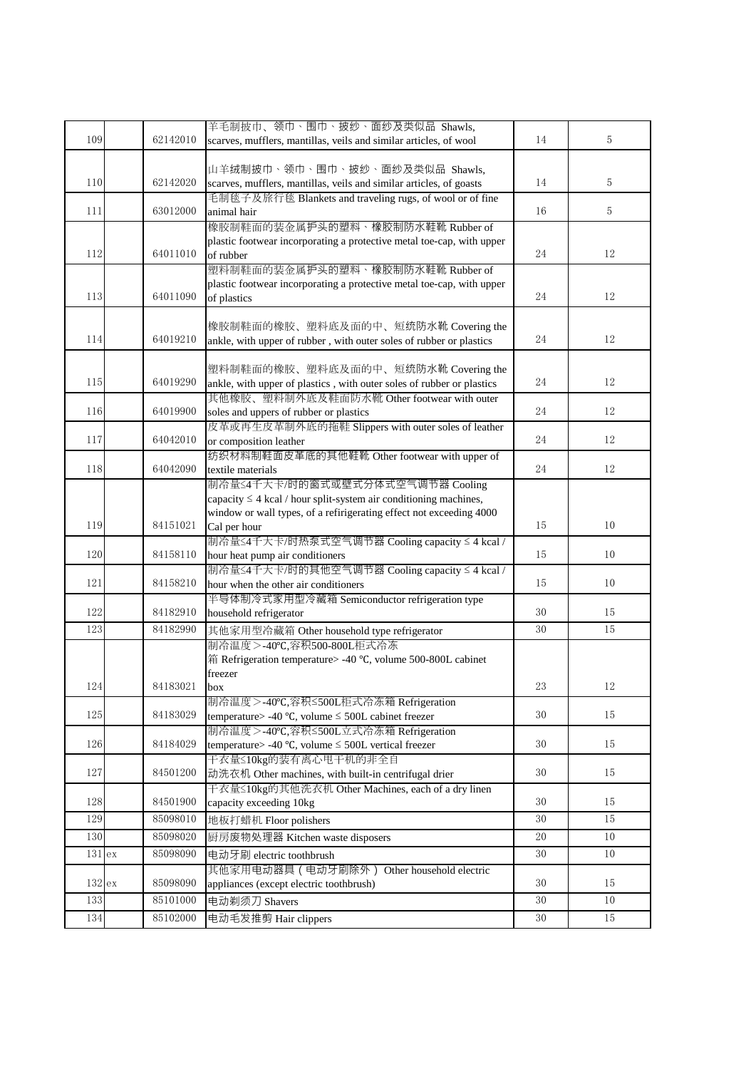| 109 | | 62142010 | 羊毛制披巾、领巾、围巾、披纱、面纱及类似品 Shawls, scarves, mufflers, mantillas, veils and similar articles, of wool | 14 | 5 |
|---|---|---|---|---|---|
| 110 | | 62142020 | 山羊绒制披巾、领巾、围巾、披纱、面纱及类似品 Shawls, scarves, mufflers, mantillas, veils and similar articles, of goasts | 14 | 5 |
| 111 | | 63012000 | 毛制毯子及旅行毯 Blankets and traveling rugs, of wool or of fine animal hair | 16 | 5 |
| 112 | | 64011010 | 橡胶制鞋面的装金属护头的塑料、橡胶制防水鞋靴 Rubber of plastic footwear incorporating a protective metal toe-cap, with upper of rubber | 24 | 12 |
| 113 | | 64011090 | 塑料制鞋面的装金属护头的塑料、橡胶制防水鞋靴 Rubber of plastic footwear incorporating a protective metal toe-cap, with upper of plastics | 24 | 12 |
| 114 | | 64019210 | 橡胶制鞋面的橡胶、塑料底及面的中、短统防水靴 Covering the ankle, with upper of rubber , with outer soles of rubber or plastics | 24 | 12 |
| 115 | | 64019290 | 塑料制鞋面的橡胶、塑料底及面的中、短统防水靴 Covering the ankle, with upper of plastics , with outer soles of rubber or plastics | 24 | 12 |
| 116 | | 64019900 | 其他橡胶、塑料制外底及鞋面防水靴 Other footwear with outer soles and uppers of rubber or plastics | 24 | 12 |
| 117 | | 64042010 | 皮革或再生皮革制外底的拖鞋 Slippers with outer soles of leather or composition leather | 24 | 12 |
| 118 | | 64042090 | 纺织材料制鞋面皮革底的其他鞋靴 Other footwear with upper of textile materials | 24 | 12 |
| 119 | | 84151021 | 制冷量≤4千大卡/时的窗式或壁式分体式空气调节器 Cooling capacity ≤ 4 kcal / hour split-system air conditioning machines, window or wall types, of a refirigerating effect not exceeding 4000 Cal per hour | 15 | 10 |
| 120 | | 84158110 | 制冷量≤4千大卡/时热泵式空气调节器 Cooling capacity ≤ 4 kcal / hour heat pump air conditioners | 15 | 10 |
| 121 | | 84158210 | 制冷量≤4千大卡/时的其他空气调节器 Cooling capacity ≤ 4 kcal / hour when the other air conditioners | 15 | 10 |
| 122 | | 84182910 | 半导体制冷式家用型冷藏箱 Semiconductor refrigeration type household refrigerator | 30 | 15 |
| 123 | | 84182990 | 其他家用型冷藏箱 Other household type refrigerator | 30 | 15 |
| 124 | | 84183021 | 制冷温度＞-40℃,容积500-800L柜式冷冻箱 Refrigeration temperature> -40 ℃, volume 500-800L cabinet freezer box | 23 | 12 |
| 125 | | 84183029 | 制冷温度＞-40℃,容积≤500L柜式冷冻箱 Refrigeration temperature> -40 ℃, volume ≤ 500L cabinet freezer | 30 | 15 |
| 126 | | 84184029 | 制冷温度＞-40℃,容积≤500L立式冷冻箱 Refrigeration temperature> -40 ℃, volume ≤ 500L vertical freezer | 30 | 15 |
| 127 | | 84501200 | 干衣量≤10kg的装有离心甩干机的非全自动洗衣机 Other machines, with built-in centrifugal drier | 30 | 15 |
| 128 | | 84501900 | 干衣量≤10kg的其他洗衣机 Other Machines, each of a dry linen capacity exceeding 10kg | 30 | 15 |
| 129 | | 85098010 | 地板打蜡机 Floor polishers | 30 | 15 |
| 130 | | 85098020 | 厨房废物处理器 Kitchen waste disposers | 20 | 10 |
| 131 | ex | 85098090 | 电动牙刷 electric toothbrush | 30 | 10 |
| 132 | ex | 85098090 | 其他家用电动器具（电动牙刷除外） Other household electric appliances (except electric toothbrush) | 30 | 15 |
| 133 | | 85101000 | 电动剃须刀 Shavers | 30 | 10 |
| 134 | | 85102000 | 电动毛发推剪 Hair clippers | 30 | 15 |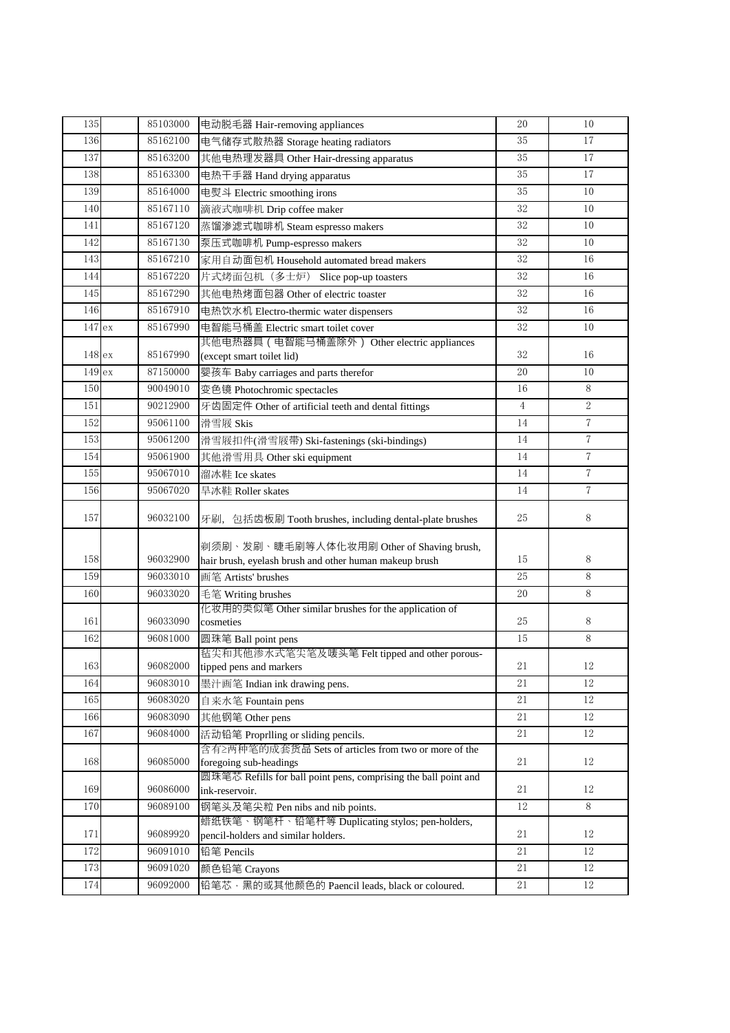| | | | | | |
|---|---|---|---|---|---|
| 135 | | 85103000 | 电动脱毛器 Hair-removing appliances | 20 | 10 |
| 136 | | 85162100 | 电气储存式散热器 Storage heating radiators | 35 | 17 |
| 137 | | 85163200 | 其他电热理发器具 Other Hair-dressing apparatus | 35 | 17 |
| 138 | | 85163300 | 电热干手器 Hand drying apparatus | 35 | 17 |
| 139 | | 85164000 | 电熨斗 Electric smoothing irons | 35 | 10 |
| 140 | | 85167110 | 滴液式咖啡机 Drip coffee maker | 32 | 10 |
| 141 | | 85167120 | 蒸馏渗滤式咖啡机 Steam espresso makers | 32 | 10 |
| 142 | | 85167130 | 泵压式咖啡机 Pump-espresso makers | 32 | 10 |
| 143 | | 85167210 | 家用自动面包机 Household automated bread makers | 32 | 16 |
| 144 | | 85167220 | 片式烤面包机（多士炉） Slice pop-up toasters | 32 | 16 |
| 145 | | 85167290 | 其他电热烤面包器 Other of electric toaster | 32 | 16 |
| 146 | | 85167910 | 电热饮水机 Electro-thermic water dispensers | 32 | 16 |
| 147 | ex | 85167990 | 电智能马桶盖 Electric smart toilet cover | 32 | 10 |
| 148 | ex | 85167990 | 其他电热器具（电智能马桶盖除外） Other electric appliances (except smart toilet lid) | 32 | 16 |
| 149 | ex | 87150000 | 婴孩车 Baby carriages and parts therefor | 20 | 10 |
| 150 | | 90049010 | 变色镜 Photochromic spectacles | 16 | 8 |
| 151 | | 90212900 | 牙齿固定件 Other of artificial teeth and dental fittings | 4 | 2 |
| 152 | | 95061100 | 滑雪屐 Skis | 14 | 7 |
| 153 | | 95061200 | 滑雪屐扣件(滑雪屐带) Ski-fastenings (ski-bindings) | 14 | 7 |
| 154 | | 95061900 | 其他滑雪用具 Other ski equipment | 14 | 7 |
| 155 | | 95067010 | 溜冰鞋 Ice skates | 14 | 7 |
| 156 | | 95067020 | 旱冰鞋 Roller skates | 14 | 7 |
| 157 | | 96032100 | 牙刷，包括齿板刷 Tooth brushes, including dental-plate brushes | 25 | 8 |
| 158 | | 96032900 | 剃须刷、发刷、睫毛刷等人体化妆用刷 Other of Shaving brush, hair brush, eyelash brush and other human makeup brush | 15 | 8 |
| 159 | | 96033010 | 画笔 Artists' brushes | 25 | 8 |
| 160 | | 96033020 | 毛笔 Writing brushes | 20 | 8 |
| 161 | | 96033090 | 化妆用的类似笔 Other similar brushes for the application of cosmeties | 25 | 8 |
| 162 | | 96081000 | 圆珠笔 Ball point pens | 15 | 8 |
| 163 | | 96082000 | 毡尖和其他渗水式笔尖笔及唛头笔 Felt tipped and other porous-tipped pens and markers | 21 | 12 |
| 164 | | 96083010 | 墨汁画笔 Indian ink drawing pens. | 21 | 12 |
| 165 | | 96083020 | 自来水笔 Fountain pens | 21 | 12 |
| 166 | | 96083090 | 其他钢笔 Other pens | 21 | 12 |
| 167 | | 96084000 | 活动铅笔 Proprlling or sliding pencils. | 21 | 12 |
| 168 | | 96085000 | 含有≥两种笔的成套货品 Sets of articles from two or more of the foregoing sub-headings | 21 | 12 |
| 169 | | 96086000 | 圆珠笔芯 Refills for ball point pens, comprising the ball point and ink-reservoir. | 21 | 12 |
| 170 | | 96089100 | 钢笔头及笔尖粒 Pen nibs and nib points. | 12 | 8 |
| 171 | | 96089920 | 蜡纸铁笔、钢笔杆、铅笔杆等 Duplicating stylos; pen-holders, pencil-holders and similar holders. | 21 | 12 |
| 172 | | 96091010 | 铅笔 Pencils | 21 | 12 |
| 173 | | 96091020 | 颜色铅笔 Crayons | 21 | 12 |
| 174 | | 96092000 | 铅笔芯，黑的或其他颜色的 Paencil leads, black or coloured. | 21 | 12 |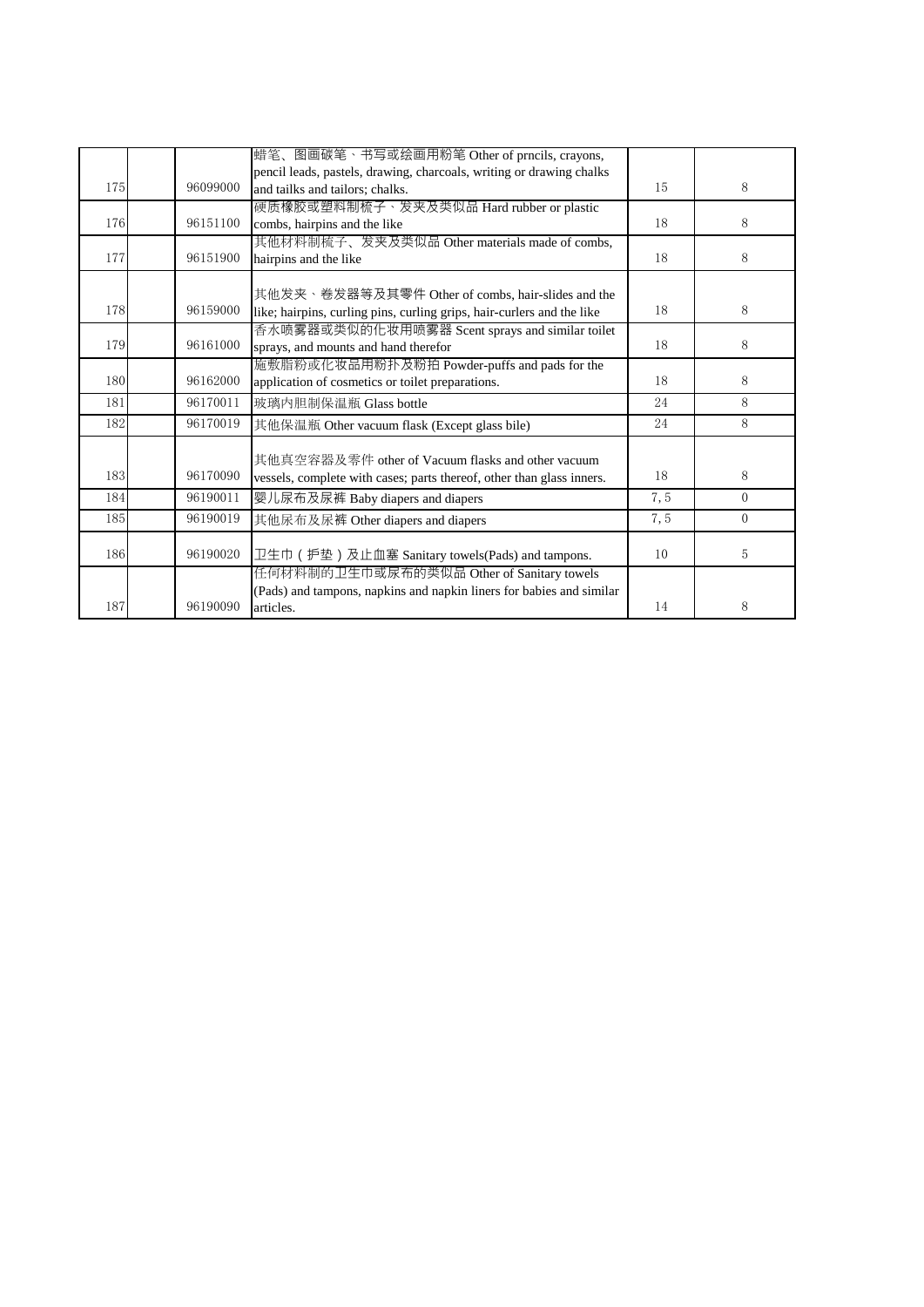| | | | | | |
|---|---|---|---|---|---|
| 175 | | 96099000 | 蜡笔、图画碳笔、书写或绘画用粉笔 Other of prncils, crayons, pencil leads, pastels, drawing, charcoals, writing or drawing chalks and tailks and tailors; chalks. | 15 | 8 |
| 176 | | 96151100 | 硬质橡胶或塑料制梳子、发夹及类似品 Hard rubber or plastic combs, hairpins and the like | 18 | 8 |
| 177 | | 96151900 | 其他材料制梳子、发夹及类似品 Other materials made of combs, hairpins and the like | 18 | 8 |
| 178 | | 96159000 | 其他发夹、卷发器等及其零件 Other of combs, hair-slides and the like; hairpins, curling pins, curling grips, hair-curlers and the like | 18 | 8 |
| 179 | | 96161000 | 香水喷雾器或类似的化妆用喷雾器 Scent sprays and similar toilet sprays, and mounts and hand therefor | 18 | 8 |
| 180 | | 96162000 | 施敷脂粉或化妆品用粉扑及粉拍 Powder-puffs and pads for the application of cosmetics or toilet preparations. | 18 | 8 |
| 181 | | 96170011 | 玻璃内胆制保温瓶 Glass bottle | 24 | 8 |
| 182 | | 96170019 | 其他保温瓶 Other vacuum flask (Except glass bile) | 24 | 8 |
| 183 | | 96170090 | 其他真空容器及零件 other of Vacuum flasks and other vacuum vessels, complete with cases; parts thereof, other than glass inners. | 18 | 8 |
| 184 | | 96190011 | 婴儿尿布及尿裤 Baby diapers and diapers | 7.5 | 0 |
| 185 | | 96190019 | 其他尿布及尿裤 Other diapers and diapers | 7.5 | 0 |
| 186 | | 96190020 | 卫生巾（护垫）及止血塞 Sanitary towels(Pads) and tampons. | 10 | 5 |
| 187 | | 96190090 | 任何材料制的卫生巾或尿布的类似品 Other of Sanitary towels (Pads) and tampons, napkins and napkin liners for babies and similar articles. | 14 | 8 |